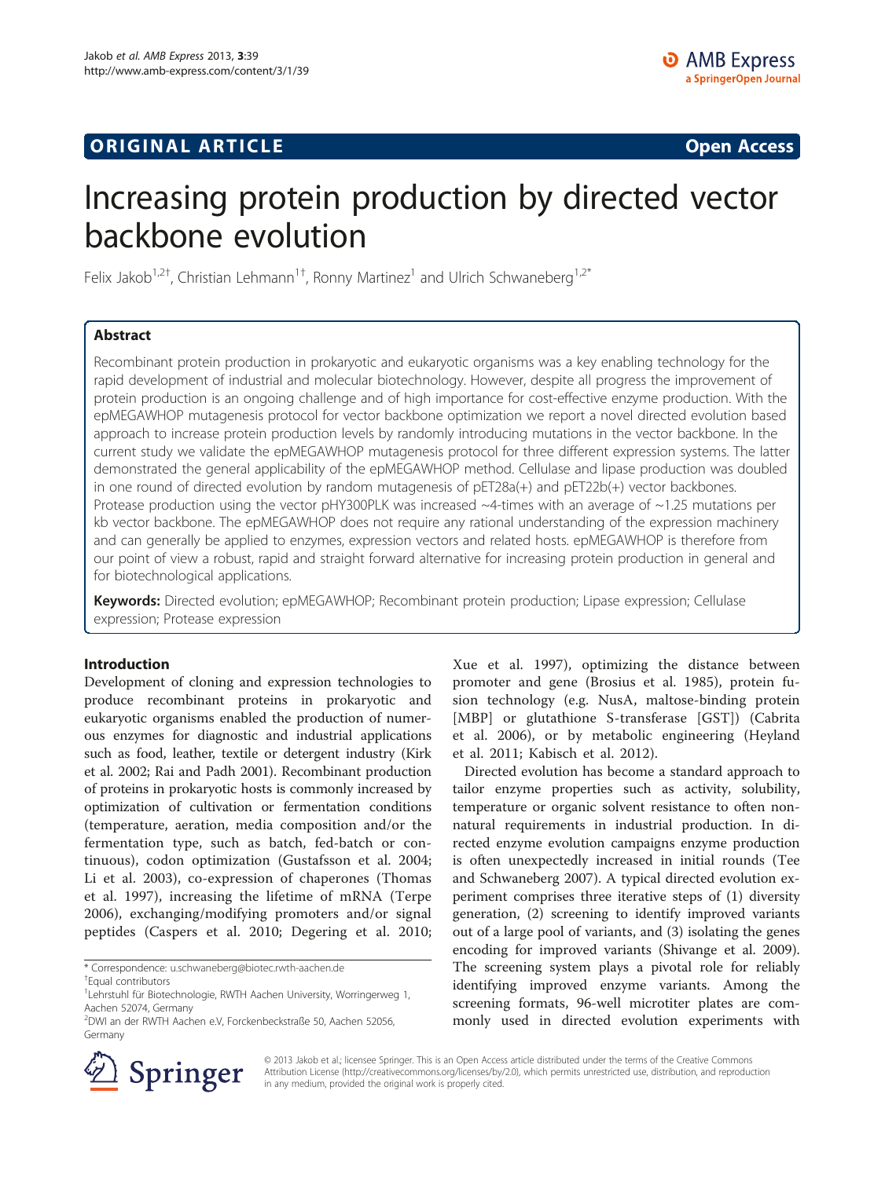**ORIGINAL ARTICLE** **Open Access**

# Increasing protein production by directed vector backbone evolution

Felix Jakob[1,2†], Christian Lehmann[1†], Ronny Martinez[1] and Ulrich Schwaneberg[1,2*]

## Abstract

Recombinant protein production in prokaryotic and eukaryotic organisms was a key enabling technology for the rapid development of industrial and molecular biotechnology. However, despite all progress the improvement of protein production is an ongoing challenge and of high importance for cost-effective enzyme production. With the epMEGAWHOP mutagenesis protocol for vector backbone optimization we report a novel directed evolution based approach to increase protein production levels by randomly introducing mutations in the vector backbone. In the current study we validate the epMEGAWHOP mutagenesis protocol for three different expression systems. The latter demonstrated the general applicability of the epMEGAWHOP method. Cellulase and lipase production was doubled in one round of directed evolution by random mutagenesis of pET28a(+) and pET22b(+) vector backbones. Protease production using the vector pHY300PLK was increased ~4-times with an average of ~1.25 mutations per kb vector backbone. The epMEGAWHOP does not require any rational understanding of the expression machinery and can generally be applied to enzymes, expression vectors and related hosts. epMEGAWHOP is therefore from our point of view a robust, rapid and straight forward alternative for increasing protein production in general and for biotechnological applications.

**Keywords:** Directed evolution; epMEGAWHOP; Recombinant protein production; Lipase expression; Cellulase expression; Protease expression

## Introduction

Development of cloning and expression technologies to produce recombinant proteins in prokaryotic and eukaryotic organisms enabled the production of numerous enzymes for diagnostic and industrial applications such as food, leather, textile or detergent industry (Kirk et al. 2002; Rai and Padh 2001). Recombinant production of proteins in prokaryotic hosts is commonly increased by optimization of cultivation or fermentation conditions (temperature, aeration, media composition and/or the fermentation type, such as batch, fed-batch or continuous), codon optimization (Gustafsson et al. 2004; Li et al. 2003), co-expression of chaperones (Thomas et al. 1997), increasing the lifetime of mRNA (Terpe 2006), exchanging/modifying promoters and/or signal peptides (Caspers et al. 2010; Degering et al. 2010; Xue et al. 1997), optimizing the distance between promoter and gene (Brosius et al. 1985), protein fusion technology (e.g. NusA, maltose-binding protein [MBP] or glutathione S-transferase [GST]) (Cabrita et al. 2006), or by metabolic engineering (Heyland et al. 2011; Kabisch et al. 2012).

Directed evolution has become a standard approach to tailor enzyme properties such as activity, solubility, temperature or organic solvent resistance to often non-natural requirements in industrial production. In directed enzyme evolution campaigns enzyme production is often unexpectedly increased in initial rounds (Tee and Schwaneberg 2007). A typical directed evolution experiment comprises three iterative steps of (1) diversity generation, (2) screening to identify improved variants out of a large pool of variants, and (3) isolating the genes encoding for improved variants (Shivange et al. 2009). The screening system plays a pivotal role for reliably identifying improved enzyme variants. Among the screening formats, 96-well microtiter plates are commonly used in directed evolution experiments with

\* Correspondence: u.schwaneberg@biotec.rwth-aachen.de

†Equal contributors

[1]Lehrstuhl für Biotechnologie, RWTH Aachen University, Worringerweg 1, Aachen 52074, Germany

[2]DWI an der RWTH Aachen e.V, Forckenbeckstraße 50, Aachen 52056, Germany

© 2013 Jakob et al.; licensee Springer. This is an Open Access article distributed under the terms of the Creative Commons Attribution License (http://creativecommons.org/licenses/by/2.0), which permits unrestricted use, distribution, and reproduction in any medium, provided the original work is properly cited.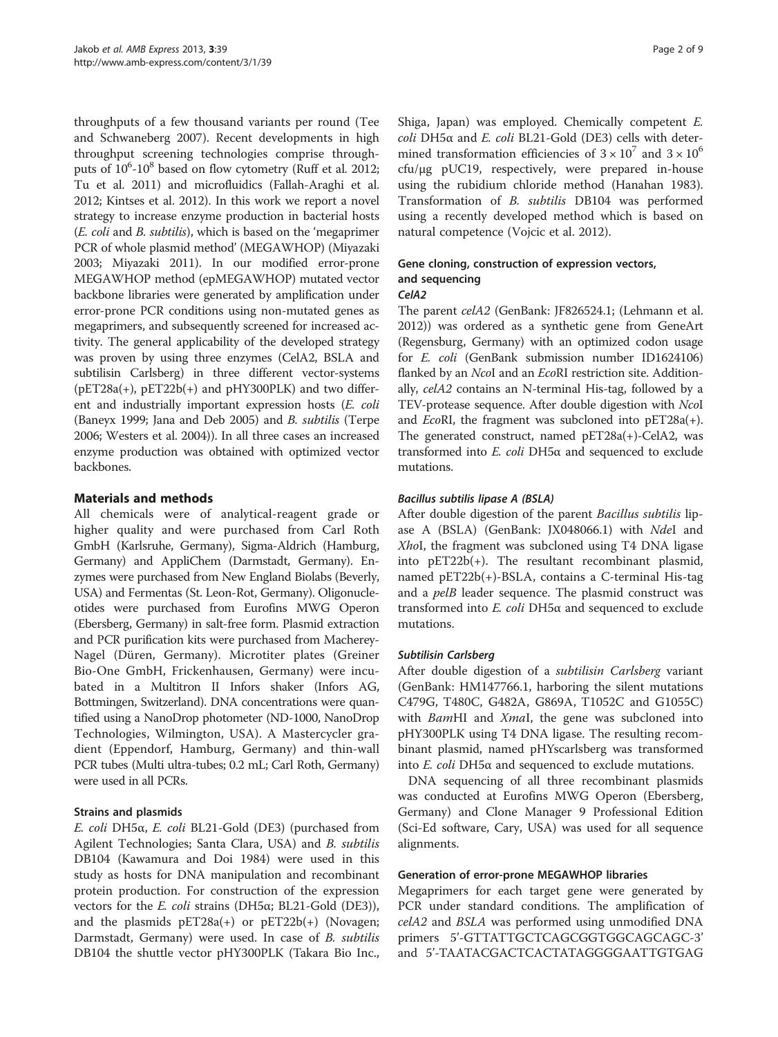throughputs of a few thousand variants per round (Tee and Schwaneberg 2007). Recent developments in high throughput screening technologies comprise throughputs of $10^6$-$10^8$ based on flow cytometry (Ruff et al. 2012; Tu et al. 2011) and microfluidics (Fallah-Araghi et al. 2012; Kintses et al. 2012). In this work we report a novel strategy to increase enzyme production in bacterial hosts (*E. coli* and *B. subtilis*), which is based on the 'megaprimer PCR of whole plasmid method' (MEGAWHOP) (Miyazaki 2003; Miyazaki 2011). In our modified error-prone MEGAWHOP method (epMEGAWHOP) mutated vector backbone libraries were generated by amplification under error-prone PCR conditions using non-mutated genes as megaprimers, and subsequently screened for increased activity. The general applicability of the developed strategy was proven by using three enzymes (CelA2, BSLA and subtilisin Carlsberg) in three different vector-systems (pET28a(+), pET22b(+) and pHY300PLK) and two different and industrially important expression hosts (*E. coli* (Baneyx 1999; Jana and Deb 2005) and *B. subtilis* (Terpe 2006; Westers et al. 2004)). In all three cases an increased enzyme production was obtained with optimized vector backbones.

## Materials and methods

All chemicals were of analytical-reagent grade or higher quality and were purchased from Carl Roth GmbH (Karlsruhe, Germany), Sigma-Aldrich (Hamburg, Germany) and AppliChem (Darmstadt, Germany). Enzymes were purchased from New England Biolabs (Beverly, USA) and Fermentas (St. Leon-Rot, Germany). Oligonucleotides were purchased from Eurofins MWG Operon (Ebersberg, Germany) in salt-free form. Plasmid extraction and PCR purification kits were purchased from Macherey-Nagel (Düren, Germany). Microtiter plates (Greiner Bio-One GmbH, Frickenhausen, Germany) were incubated in a Multitron II Infors shaker (Infors AG, Bottmingen, Switzerland). DNA concentrations were quantified using a NanoDrop photometer (ND-1000, NanoDrop Technologies, Wilmington, USA). A Mastercycler gradient (Eppendorf, Hamburg, Germany) and thin-wall PCR tubes (Multi ultra-tubes; 0.2 mL; Carl Roth, Germany) were used in all PCRs.

### Strains and plasmids

*E. coli* DH5α, *E. coli* BL21-Gold (DE3) (purchased from Agilent Technologies; Santa Clara, USA) and *B. subtilis* DB104 (Kawamura and Doi 1984) were used in this study as hosts for DNA manipulation and recombinant protein production. For construction of the expression vectors for the *E. coli* strains (DH5α; BL21-Gold (DE3)), and the plasmids pET28a(+) or pET22b(+) (Novagen; Darmstadt, Germany) were used. In case of *B. subtilis* DB104 the shuttle vector pHY300PLK (Takara Bio Inc., Shiga, Japan) was employed. Chemically competent *E. coli* DH5α and *E. coli* BL21-Gold (DE3) cells with determined transformation efficiencies of $3 \times 10^7$ and $3 \times 10^6$ cfu/μg pUC19, respectively, were prepared in-house using the rubidium chloride method (Hanahan 1983). Transformation of *B. subtilis* DB104 was performed using a recently developed method which is based on natural competence (Vojcic et al. 2012).

### Gene cloning, construction of expression vectors, and sequencing

#### CelA2

The parent *celA2* (GenBank: JF826524.1; (Lehmann et al. 2012)) was ordered as a synthetic gene from GeneArt (Regensburg, Germany) with an optimized codon usage for *E. coli* (GenBank submission number ID1624106) flanked by an *Nco*I and an *Eco*RI restriction site. Additionally, *celA2* contains an N-terminal His-tag, followed by a TEV-protease sequence. After double digestion with *Nco*I and *Eco*RI, the fragment was subcloned into pET28a(+). The generated construct, named pET28a(+)-CelA2, was transformed into *E. coli* DH5α and sequenced to exclude mutations.

#### Bacillus subtilis lipase A (BSLA)

After double digestion of the parent *Bacillus subtilis* lipase A (BSLA) (GenBank: JX048066.1) with *Nde*I and *Xho*I, the fragment was subcloned using T4 DNA ligase into pET22b(+). The resultant recombinant plasmid, named pET22b(+)-BSLA, contains a C-terminal His-tag and a *pelB* leader sequence. The plasmid construct was transformed into *E. coli* DH5α and sequenced to exclude mutations.

#### Subtilisin Carlsberg

After double digestion of a *subtilisin Carlsberg* variant (GenBank: HM147766.1, harboring the silent mutations C479G, T480C, G482A, G869A, T1052C and G1055C) with *Bam*HI and *Xma*I, the gene was subcloned into pHY300PLK using T4 DNA ligase. The resulting recombinant plasmid, named pHYscarlsberg was transformed into *E. coli* DH5α and sequenced to exclude mutations.

DNA sequencing of all three recombinant plasmids was conducted at Eurofins MWG Operon (Ebersberg, Germany) and Clone Manager 9 Professional Edition (Sci-Ed software, Cary, USA) was used for all sequence alignments.

### Generation of error-prone MEGAWHOP libraries

Megaprimers for each target gene were generated by PCR under standard conditions. The amplification of *celA2* and *BSLA* was performed using unmodified DNA primers 5'-GTTATTGCTCAGCGGTGGCAGCAGC-3' and 5'-TAATACGACTCACTATAGGGGAATTGTGAG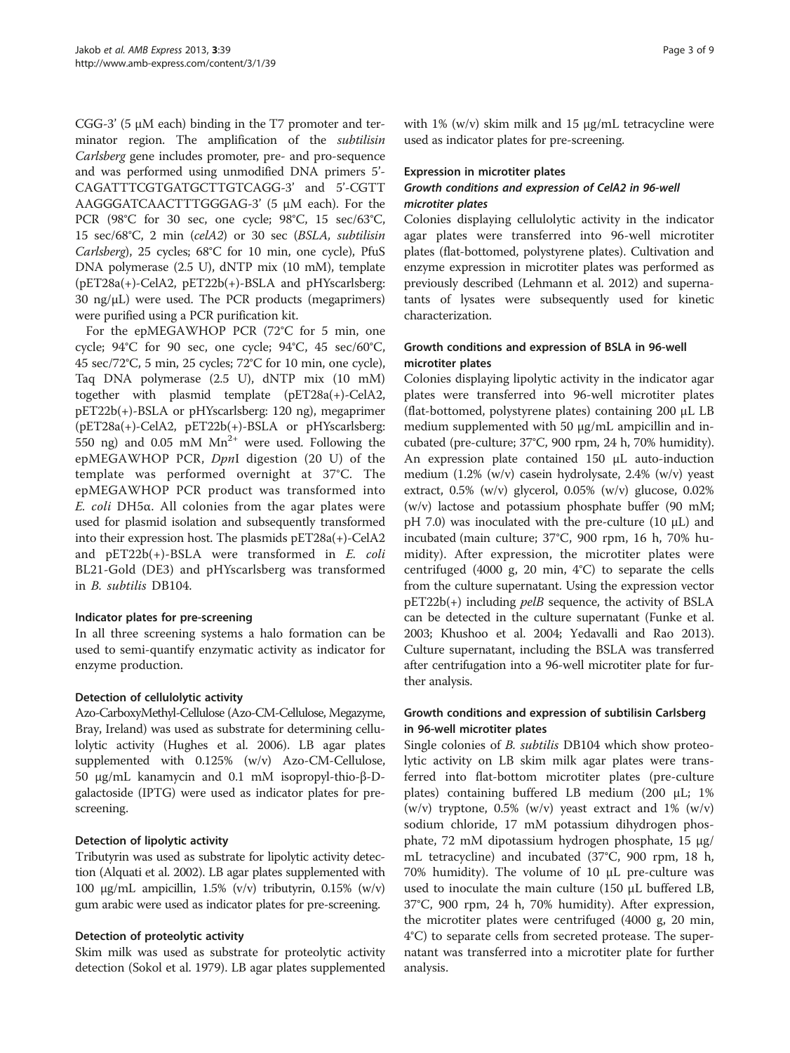CGG-3' (5 μM each) binding in the T7 promoter and terminator region. The amplification of the *subtilisin Carlsberg* gene includes promoter, pre- and pro-sequence and was performed using unmodified DNA primers 5'-CAGATTTCGTGATGCTTGTCAGG-3' and 5'-CGTTAAGGGATCAACTTTGGGAG-3' (5 μM each). For the PCR (98°C for 30 sec, one cycle; 98°C, 15 sec/63°C, 15 sec/68°C, 2 min (*celA2*) or 30 sec (*BSLA, subtilisin Carlsberg*), 25 cycles; 68°C for 10 min, one cycle), PfuS DNA polymerase (2.5 U), dNTP mix (10 mM), template (pET28a(+)-CelA2, pET22b(+)-BSLA and pHYscarlsberg: 30 ng/μL) were used. The PCR products (megaprimers) were purified using a PCR purification kit.

For the epMEGAWHOP PCR (72°C for 5 min, one cycle; 94°C for 90 sec, one cycle; 94°C, 45 sec/60°C, 45 sec/72°C, 5 min, 25 cycles; 72°C for 10 min, one cycle), Taq DNA polymerase (2.5 U), dNTP mix (10 mM) together with plasmid template (pET28a(+)-CelA2, pET22b(+)-BSLA or pHYscarlsberg: 120 ng), megaprimer (pET28a(+)-CelA2, pET22b(+)-BSLA or pHYscarlsberg: 550 ng) and 0.05 mM $Mn^{2+}$ were used. Following the epMEGAWHOP PCR, *Dpn*I digestion (20 U) of the template was performed overnight at 37°C. The epMEGAWHOP PCR product was transformed into *E. coli* DH5α. All colonies from the agar plates were used for plasmid isolation and subsequently transformed into their expression host. The plasmids pET28a(+)-CelA2 and pET22b(+)-BSLA were transformed in *E. coli* BL21-Gold (DE3) and pHYscarlsberg was transformed in *B. subtilis* DB104.

### Indicator plates for pre-screening

In all three screening systems a halo formation can be used to semi-quantify enzymatic activity as indicator for enzyme production.

### Detection of cellulolytic activity

Azo-CarboxyMethyl-Cellulose (Azo-CM-Cellulose, Megazyme, Bray, Ireland) was used as substrate for determining cellulolytic activity (Hughes et al. 2006). LB agar plates supplemented with 0.125% (w/v) Azo-CM-Cellulose, 50 μg/mL kanamycin and 0.1 mM isopropyl-thio-β-D-galactoside (IPTG) were used as indicator plates for pre-screening.

### Detection of lipolytic activity

Tributyrin was used as substrate for lipolytic activity detection (Alquati et al. 2002). LB agar plates supplemented with 100 μg/mL ampicillin, 1.5% (v/v) tributyrin, 0.15% (w/v) gum arabic were used as indicator plates for pre-screening.

### Detection of proteolytic activity

Skim milk was used as substrate for proteolytic activity detection (Sokol et al. 1979). LB agar plates supplemented with 1% (w/v) skim milk and 15 μg/mL tetracycline were used as indicator plates for pre-screening.

### Expression in microtiter plates

#### *Growth conditions and expression of CelA2 in 96-well microtiter plates*

Colonies displaying cellulolytic activity in the indicator agar plates were transferred into 96-well microtiter plates (flat-bottomed, polystyrene plates). Cultivation and enzyme expression in microtiter plates was performed as previously described (Lehmann et al. 2012) and supernatants of lysates were subsequently used for kinetic characterization.

### Growth conditions and expression of BSLA in 96-well microtiter plates

Colonies displaying lipolytic activity in the indicator agar plates were transferred into 96-well microtiter plates (flat-bottomed, polystyrene plates) containing 200 μL LB medium supplemented with 50 μg/mL ampicillin and incubated (pre-culture; 37°C, 900 rpm, 24 h, 70% humidity). An expression plate contained 150 μL auto-induction medium (1.2% (w/v) casein hydrolysate, 2.4% (w/v) yeast extract, 0.5% (w/v) glycerol, 0.05% (w/v) glucose, 0.02% (w/v) lactose and potassium phosphate buffer (90 mM; pH 7.0) was inoculated with the pre-culture (10 μL) and incubated (main culture; 37°C, 900 rpm, 16 h, 70% humidity). After expression, the microtiter plates were centrifuged (4000 g, 20 min, 4°C) to separate the cells from the culture supernatant. Using the expression vector pET22b(+) including *pelB* sequence, the activity of BSLA can be detected in the culture supernatant (Funke et al. 2003; Khushoo et al. 2004; Yedavalli and Rao 2013). Culture supernatant, including the BSLA was transferred after centrifugation into a 96-well microtiter plate for further analysis.

### Growth conditions and expression of subtilisin Carlsberg in 96-well microtiter plates

Single colonies of *B. subtilis* DB104 which show proteolytic activity on LB skim milk agar plates were transferred into flat-bottom microtiter plates (pre-culture plates) containing buffered LB medium (200 μL; 1% (w/v) tryptone, 0.5% (w/v) yeast extract and 1% (w/v) sodium chloride, 17 mM potassium dihydrogen phosphate, 72 mM dipotassium hydrogen phosphate, 15 μg/mL tetracycline) and incubated (37°C, 900 rpm, 18 h, 70% humidity). The volume of 10 μL pre-culture was used to inoculate the main culture (150 μL buffered LB, 37°C, 900 rpm, 24 h, 70% humidity). After expression, the microtiter plates were centrifuged (4000 g, 20 min, 4°C) to separate cells from secreted protease. The supernatant was transferred into a microtiter plate for further analysis.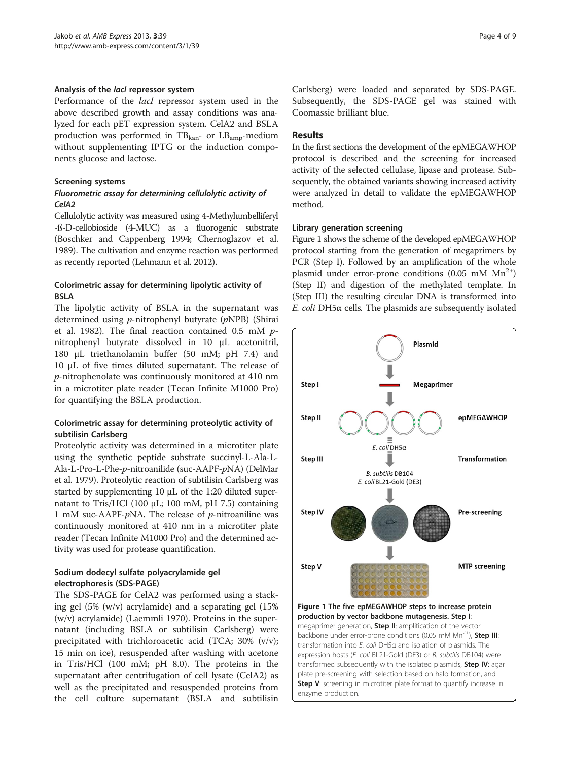### Analysis of the *lacI* repressor system

Performance of the *lacI* repressor system used in the above described growth and assay conditions was analyzed for each pET expression system. CelA2 and BSLA production was performed in $TB_{kan}$- or $LB_{amp}$-medium without supplementing IPTG or the induction components glucose and lactose.

### Screening systems

#### Fluorometric assay for determining cellulolytic activity of CelA2

Cellulolytic activity was measured using 4-Methylumbelliferyl -ß-D-cellobioside (4-MUC) as a fluorogenic substrate (Boschker and Cappenberg 1994; Chernoglazov et al. 1989). The cultivation and enzyme reaction was performed as recently reported (Lehmann et al. 2012).

#### Colorimetric assay for determining lipolytic activity of BSLA

The lipolytic activity of BSLA in the supernatant was determined using *p*-nitrophenyl butyrate (*p*NPB) (Shirai et al. 1982). The final reaction contained 0.5 mM *p*-nitrophenyl butyrate dissolved in 10 μL acetonitril, 180 μL triethanolamin buffer (50 mM; pH 7.4) and 10 μL of five times diluted supernatant. The release of *p*-nitrophenolate was continuously monitored at 410 nm in a microtiter plate reader (Tecan Infinite M1000 Pro) for quantifying the BSLA production.

#### Colorimetric assay for determining proteolytic activity of subtilisin Carlsberg

Proteolytic activity was determined in a microtiter plate using the synthetic peptide substrate succinyl-L-Ala-L-Ala-L-Pro-L-Phe-*p*-nitroanilide (suc-AAPF-*p*NA) (DelMar et al. 1979). Proteolytic reaction of subtilisin Carlsberg was started by supplementing 10 μL of the 1:20 diluted supernatant to Tris/HCl (100 μL; 100 mM, pH 7.5) containing 1 mM suc-AAPF-*p*NA. The release of *p*-nitroaniline was continuously monitored at 410 nm in a microtiter plate reader (Tecan Infinite M1000 Pro) and the determined activity was used for protease quantification.

### Sodium dodecyl sulfate polyacrylamide gel electrophoresis (SDS-PAGE)

The SDS-PAGE for CelA2 was performed using a stacking gel (5% (w/v) acrylamide) and a separating gel (15% (w/v) acrylamide) (Laemmli 1970). Proteins in the supernatant (including BSLA or subtilisin Carlsberg) were precipitated with trichloroacetic acid (TCA; 30% (v/v); 15 min on ice), resuspended after washing with acetone in Tris/HCl (100 mM; pH 8.0). The proteins in the supernatant after centrifugation of cell lysate (CelA2) as well as the precipitated and resuspended proteins from the cell culture supernatant (BSLA and subtilisin Carlsberg) were loaded and separated by SDS-PAGE. Subsequently, the SDS-PAGE gel was stained with Coomassie brilliant blue.

## Results

In the first sections the development of the epMEGAWHOP protocol is described and the screening for increased activity of the selected cellulase, lipase and protease. Subsequently, the obtained variants showing increased activity were analyzed in detail to validate the epMEGAWHOP method.

### Library generation screening

Figure 1 shows the scheme of the developed epMEGAWHOP protocol starting from the generation of megaprimers by PCR (Step I). Followed by an amplification of the whole plasmid under error-prone conditions (0.05 mM $Mn^{2+}$) (Step II) and digestion of the methylated template. In (Step III) the resulting circular DNA is transformed into *E. coli* DH5α cells. The plasmids are subsequently isolated

**Figure 1 The five epMEGAWHOP steps to increase protein production by vector backbone mutagenesis. Step I**: megaprimer generation, **Step II**: amplification of the vector backbone under error-prone conditions (0.05 mM $Mn^{2+}$), **Step III**: transformation into *E. coli* DH5α and isolation of plasmids. The expression hosts (*E. coli* BL21-Gold (DE3) or *B. subtilis* DB104) were transformed subsequently with the isolated plasmids, **Step IV**: agar plate pre-screening with selection based on halo formation, and **Step V**: screening in microtiter plate format to quantify increase in enzyme production.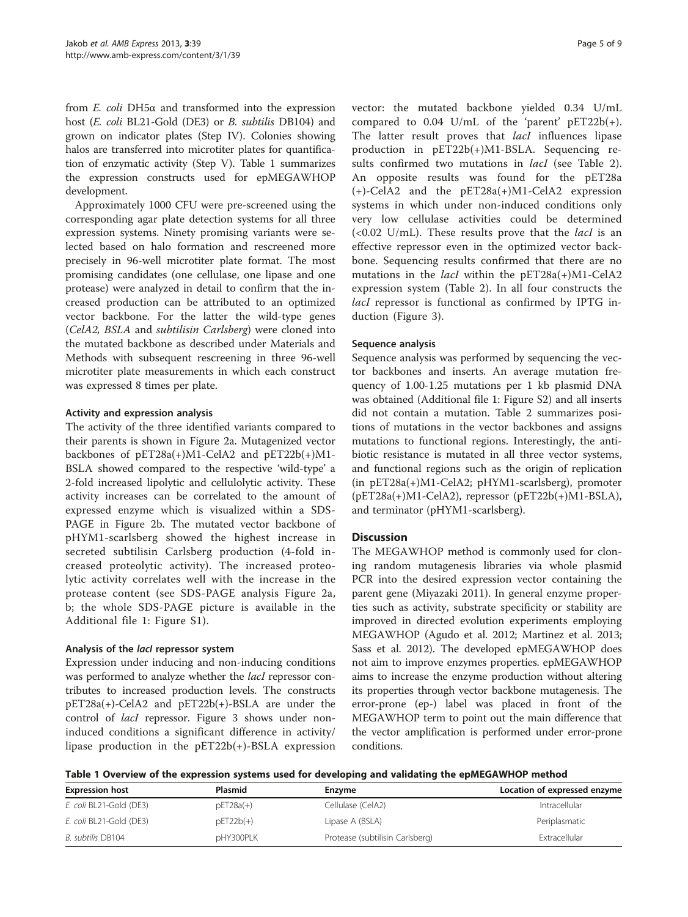from *E. coli* DH5α and transformed into the expression host (*E. coli* BL21-Gold (DE3) or *B. subtilis* DB104) and grown on indicator plates (Step IV). Colonies showing halos are transferred into microtiter plates for quantification of enzymatic activity (Step V). Table 1 summarizes the expression constructs used for epMEGAWHOP development.

Approximately 1000 CFU were pre-screened using the corresponding agar plate detection systems for all three expression systems. Ninety promising variants were selected based on halo formation and rescreened more precisely in 96-well microtiter plate format. The most promising candidates (one cellulase, one lipase and one protease) were analyzed in detail to confirm that the increased production can be attributed to an optimized vector backbone. For the latter the wild-type genes (*CelA2, BSLA* and *subtilisin Carlsberg*) were cloned into the mutated backbone as described under Materials and Methods with subsequent rescreening in three 96-well microtiter plate measurements in which each construct was expressed 8 times per plate.

### Activity and expression analysis

The activity of the three identified variants compared to their parents is shown in Figure 2a. Mutagenized vector backbones of pET28a(+)M1-CelA2 and pET22b(+)M1-BSLA showed compared to the respective 'wild-type' a 2-fold increased lipolytic and cellulolytic activity. These activity increases can be correlated to the amount of expressed enzyme which is visualized within a SDS-PAGE in Figure 2b. The mutated vector backbone of pHYM1-scarlsberg showed the highest increase in secreted subtilisin Carlsberg production (4-fold increased proteolytic activity). The increased proteolytic activity correlates well with the increase in the protease content (see SDS-PAGE analysis Figure 2a, b; the whole SDS-PAGE picture is available in the Additional file 1: Figure S1).

### Analysis of the *lacI* repressor system

Expression under inducing and non-inducing conditions was performed to analyze whether the *lacI* repressor contributes to increased production levels. The constructs pET28a(+)-CelA2 and pET22b(+)-BSLA are under the control of *lacI* repressor. Figure 3 shows under non-induced conditions a significant difference in activity/lipase production in the pET22b(+)-BSLA expression vector: the mutated backbone yielded 0.34 U/mL compared to 0.04 U/mL of the 'parent' pET22b(+). The latter result proves that *lacI* influences lipase production in pET22b(+)M1-BSLA. Sequencing results confirmed two mutations in *lacI* (see Table 2). An opposite results was found for the pET28a(+)-CelA2 and the pET28a(+)M1-CelA2 expression systems in which under non-induced conditions only very low cellulase activities could be determined (<0.02 U/mL). These results prove that the *lacI* is an effective repressor even in the optimized vector backbone. Sequencing results confirmed that there are no mutations in the *lacI* within the pET28a(+)M1-CelA2 expression system (Table 2). In all four constructs the *lacI* repressor is functional as confirmed by IPTG induction (Figure 3).

### Sequence analysis

Sequence analysis was performed by sequencing the vector backbones and inserts. An average mutation frequency of 1.00-1.25 mutations per 1 kb plasmid DNA was obtained (Additional file 1: Figure S2) and all inserts did not contain a mutation. Table 2 summarizes positions of mutations in the vector backbones and assigns mutations to functional regions. Interestingly, the antibiotic resistance is mutated in all three vector systems, and functional regions such as the origin of replication (in pET28a(+)M1-CelA2; pHYM1-scarlsberg), promoter (pET28a(+)M1-CelA2), repressor (pET22b(+)M1-BSLA), and terminator (pHYM1-scarlsberg).

## Discussion

The MEGAWHOP method is commonly used for cloning random mutagenesis libraries via whole plasmid PCR into the desired expression vector containing the parent gene (Miyazaki 2011). In general enzyme properties such as activity, substrate specificity or stability are improved in directed evolution experiments employing MEGAWHOP (Agudo et al. 2012; Martinez et al. 2013; Sass et al. 2012). The developed epMEGAWHOP does not aim to improve enzymes properties. epMEGAWHOP aims to increase the enzyme production without altering its properties through vector backbone mutagenesis. The error-prone (ep-) label was placed in front of the MEGAWHOP term to point out the main difference that the vector amplification is performed under error-prone conditions.

**Table 1 Overview of the expression systems used for developing and validating the epMEGAWHOP method**

| Expression host | Plasmid | Enzyme | Location of expressed enzyme |
|---|---|---|---|
| *E. coli* BL21-Gold (DE3) | pET28a(+) | Cellulase (CelA2) | Intracellular |
| *E. coli* BL21-Gold (DE3) | pET22b(+) | Lipase A (BSLA) | Periplasmatic |
| *B. subtilis* DB104 | pHY300PLK | Protease (subtilisin Carlsberg) | Extracellular |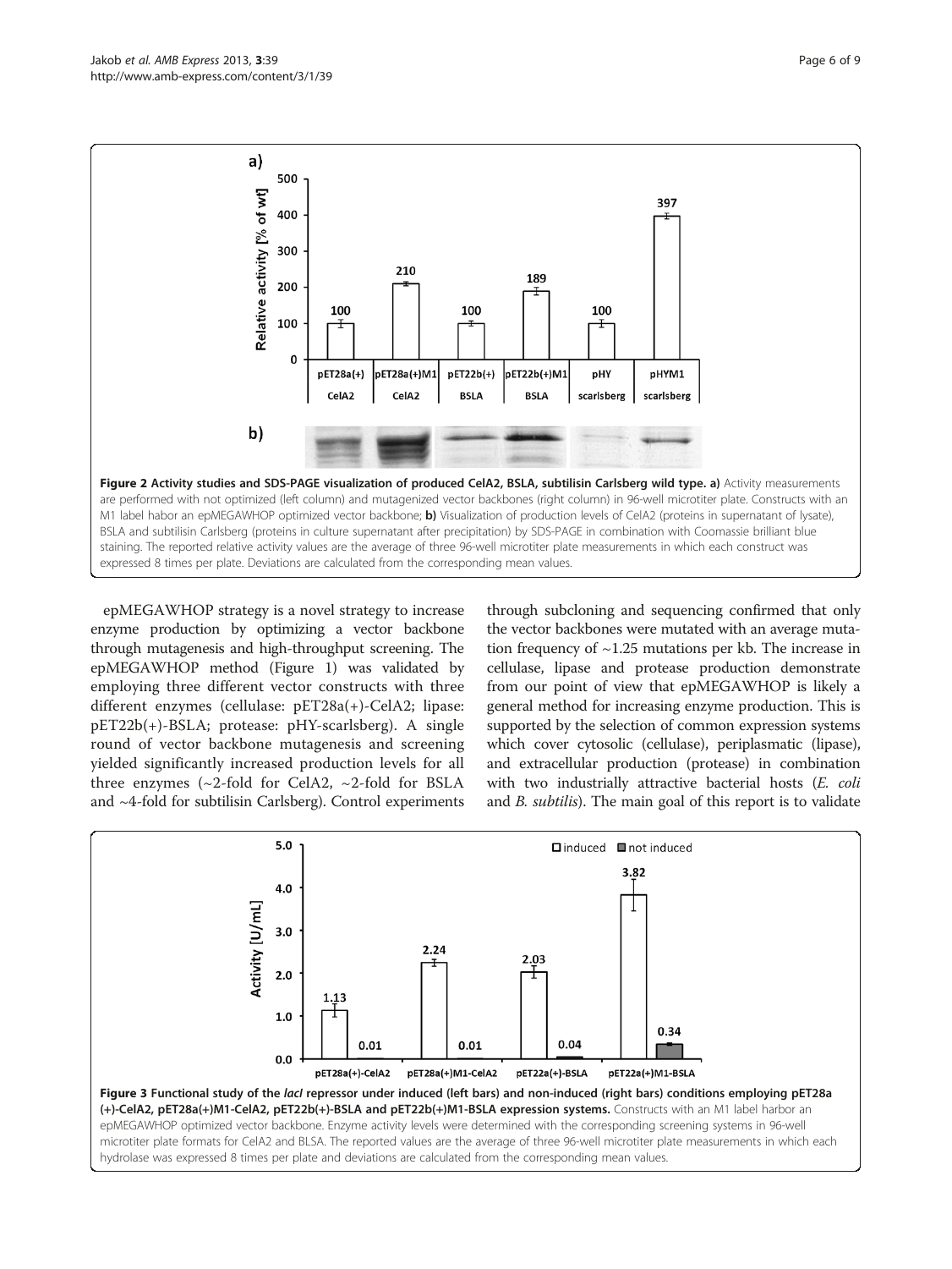**Figure 2 Activity studies and SDS-PAGE visualization of produced CelA2, BSLA, subtilisin Carlsberg wild type. a)** Activity measurements are performed with not optimized (left column) and mutagenized vector backbones (right column) in 96-well microtiter plate. Constructs with an M1 label habor an epMEGAWHOP optimized vector backbone; **b)** Visualization of production levels of CelA2 (proteins in supernatant of lysate), BSLA and subtilisin Carlsberg (proteins in culture supernatant after precipitation) by SDS-PAGE in combination with Coomassie brilliant blue staining. The reported relative activity values are the average of three 96-well microtiter plate measurements in which each construct was expressed 8 times per plate. Deviations are calculated from the corresponding mean values.

epMEGAWHOP strategy is a novel strategy to increase enzyme production by optimizing a vector backbone through mutagenesis and high-throughput screening. The epMEGAWHOP method (Figure 1) was validated by employing three different vector constructs with three different enzymes (cellulase: pET28a(+)-CelA2; lipase: pET22b(+)-BSLA; protease: pHY-scarlsberg). A single round of vector backbone mutagenesis and screening yielded significantly increased production levels for all three enzymes (~2-fold for CelA2, ~2-fold for BSLA and ~4-fold for subtilisin Carlsberg). Control experiments through subcloning and sequencing confirmed that only the vector backbones were mutated with an average mutation frequency of ~1.25 mutations per kb. The increase in cellulase, lipase and protease production demonstrate from our point of view that epMEGAWHOP is likely a general method for increasing enzyme production. This is supported by the selection of common expression systems which cover cytosolic (cellulase), periplasmatic (lipase), and extracellular production (protease) in combination with two industrially attractive bacterial hosts (*E. coli* and *B. subtilis*). The main goal of this report is to validate

**Figure 3 Functional study of the *lacI* repressor under induced (left bars) and non-induced (right bars) conditions employing pET28a (+)-CelA2, pET28a(+)M1-CelA2, pET22b(+)-BSLA and pET22b(+)M1-BSLA expression systems.** Constructs with an M1 label harbor an epMEGAWHOP optimized vector backbone. Enzyme activity levels were determined with the corresponding screening systems in 96-well microtiter plate formats for CelA2 and BLSA. The reported values are the average of three 96-well microtiter plate measurements in which each hydrolase was expressed 8 times per plate and deviations are calculated from the corresponding mean values.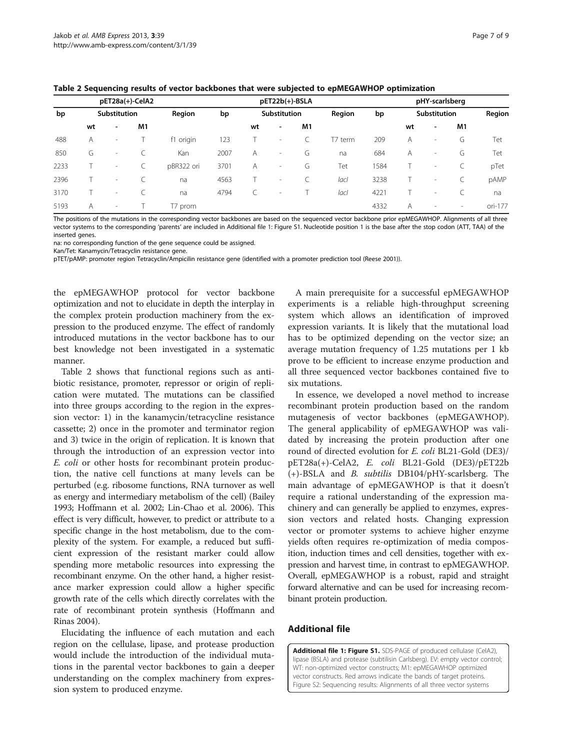**Table 2 Sequencing results of vector backbones that were subjected to epMEGAWHOP optimization**

| pET28a(+)-CelA2 | | | | | pET22b(+)-BSLA | | | | | pHY-scarlsberg | | | | |
|---|---|---|---|---|---|---|---|---|---|---|---|---|---|---|
| bp | Substitution | | | Region | bp | Substitution | | | Region | bp | Substitution | | | Region |
| | wt | - | M1 | | | wt | - | M1 | | | wt | - | M1 | |
| 488 | A | - | T | f1 origin | 123 | T | - | C | T7 term | 209 | A | - | G | Tet |
| 850 | G | - | C | Kan | 2007 | A | - | G | na | 684 | A | - | G | Tet |
| 2233 | T | - | C | pBR322 ori | 3701 | A | - | G | Tet | 1584 | T | - | C | pTet |
| 2396 | T | - | C | na | 4563 | T | - | C | *lacI* | 3238 | T | - | C | pAMP |
| 3170 | T | - | C | na | 4794 | C | - | T | *lacI* | 4221 | T | - | C | na |
| 5193 | A | - | T | T7 prom | | | | | | 4332 | A | - | - | ori-177 |

The positions of the mutations in the corresponding vector backbones are based on the sequenced vector backbone prior epMEGAWHOP. Alignments of all three vector systems to the corresponding 'parents' are included in Additional file 1: Figure S1. Nucleotide position 1 is the base after the stop codon (ATT, TAA) of the inserted genes.

na: no corresponding function of the gene sequence could be assigned.

Kan/Tet: Kanamycin/Tetracycline resistance gene.

pTET/pAMP: promoter region Tetracyclin/Ampicilin resistance gene (identified with a promoter prediction tool (Reese 2001)).

the epMEGAWHOP protocol for vector backbone optimization and not to elucidate in depth the interplay in the complex protein production machinery from the expression to the produced enzyme. The effect of randomly introduced mutations in the vector backbone has to our best knowledge not been investigated in a systematic manner.

Table 2 shows that functional regions such as antibiotic resistance, promoter, repressor or origin of replication were mutated. The mutations can be classified into three groups according to the region in the expression vector: 1) in the kanamycin/tetracycline resistance cassette; 2) once in the promoter and terminator region and 3) twice in the origin of replication. It is known that through the introduction of an expression vector into *E. coli* or other hosts for recombinant protein production, the native cell functions at many levels can be perturbed (e.g. ribosome functions, RNA turnover as well as energy and intermediary metabolism of the cell) (Bailey 1993; Hoffmann et al. 2002; Lin-Chao et al. 2006). This effect is very difficult, however, to predict or attribute to a specific change in the host metabolism, due to the complexity of the system. For example, a reduced but sufficient expression of the resistant marker could allow spending more metabolic resources into expressing the recombinant enzyme. On the other hand, a higher resistance marker expression could allow a higher specific growth rate of the cells which directly correlates with the rate of recombinant protein synthesis (Hoffmann and Rinas 2004).

Elucidating the influence of each mutation and each region on the cellulase, lipase, and protease production would include the introduction of the individual mutations in the parental vector backbones to gain a deeper understanding on the complex machinery from expression system to produced enzyme.

A main prerequisite for a successful epMEGAWHOP experiments is a reliable high-throughput screening system which allows an identification of improved expression variants. It is likely that the mutational load has to be optimized depending on the vector size; an average mutation frequency of 1.25 mutations per 1 kb prove to be efficient to increase enzyme production and all three sequenced vector backbones contained five to six mutations.

In essence, we developed a novel method to increase recombinant protein production based on the random mutagenesis of vector backbones (epMEGAWHOP). The general applicability of epMEGAWHOP was validated by increasing the protein production after one round of directed evolution for *E. coli* BL21-Gold (DE3)/pET28a(+)-CelA2, *E. coli* BL21-Gold (DE3)/pET22b(+)-BSLA and *B. subtilis* DB104/pHY-scarlsberg. The main advantage of epMEGAWHOP is that it doesn't require a rational understanding of the expression machinery and can generally be applied to enzymes, expression vectors and related hosts. Changing expression vector or promoter systems to achieve higher enzyme yields often requires re-optimization of media composition, induction times and cell densities, together with expression and harvest time, in contrast to epMEGAWHOP. Overall, epMEGAWHOP is a robust, rapid and straight forward alternative and can be used for increasing recombinant protein production.

## Additional file

**Additional file 1: Figure S1.** SDS-PAGE of produced cellulase (CelA2), lipase (BSLA) and protease (subtilisin Carlsberg). EV: empty vector control; WT: non-optimized vector constructs; M1: epMEGAWHOP optimized vector constructs. Red arrows indicate the bands of target proteins. Figure S2: Sequencing results: Alignments of all three vector systems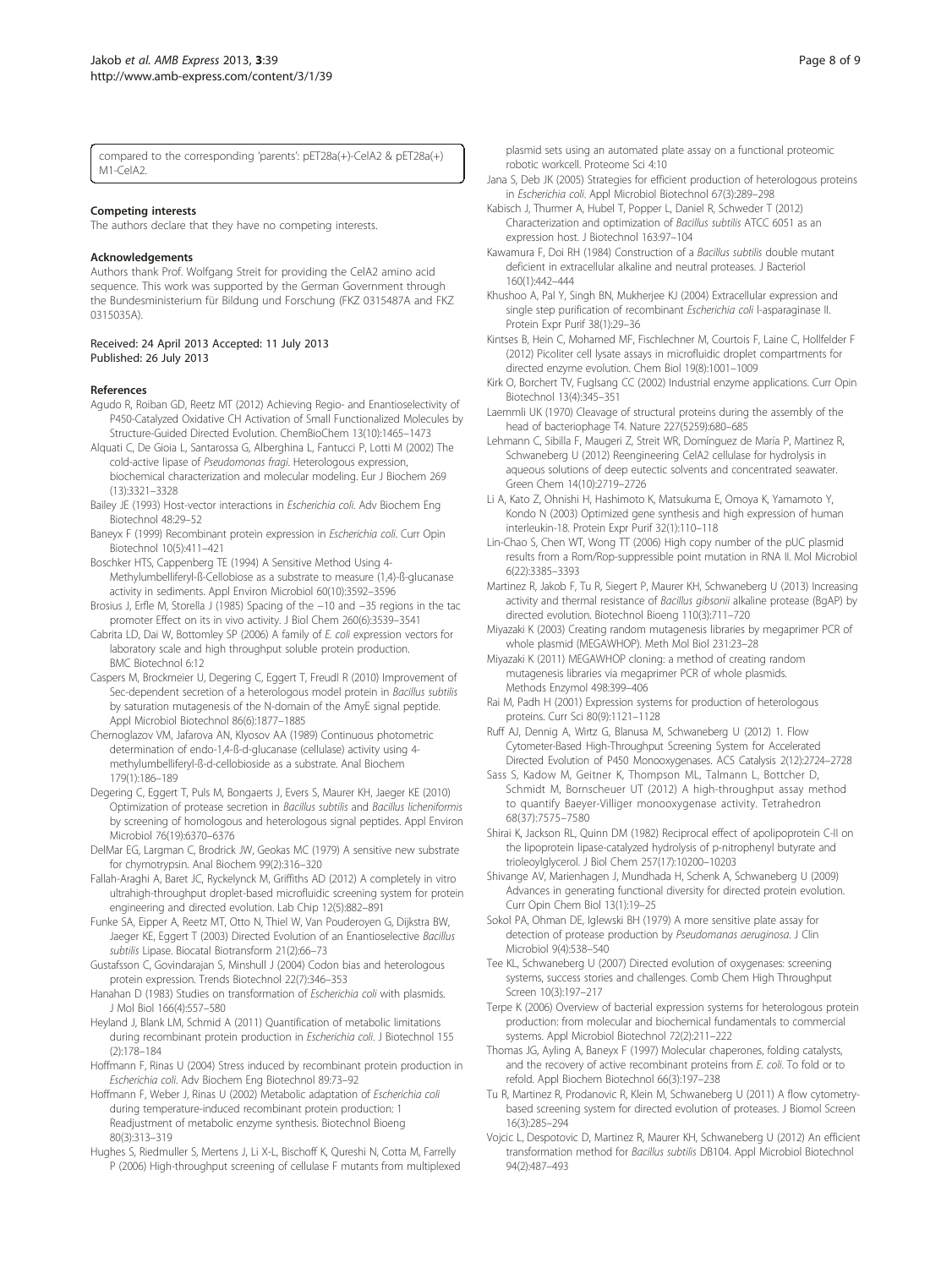compared to the corresponding 'parents': pET28a(+)-CelA2 & pET28a(+) M1-CelA2.

## Competing interests

The authors declare that they have no competing interests.

## Acknowledgements

Authors thank Prof. Wolfgang Streit for providing the CelA2 amino acid sequence. This work was supported by the German Government through the Bundesministerium für Bildung und Forschung (FKZ 0315487A and FKZ 0315035A).

Received: 24 April 2013 Accepted: 11 July 2013
Published: 26 July 2013

## References

Agudo R, Roiban GD, Reetz MT (2012) Achieving Regio- and Enantioselectivity of P450-Catalyzed Oxidative CH Activation of Small Functionalized Molecules by Structure-Guided Directed Evolution. ChemBioChem 13(10):1465–1473

Alquati C, De Gioia L, Santarossa G, Alberghina L, Fantucci P, Lotti M (2002) The cold-active lipase of *Pseudomonas fragi*. Heterologous expression, biochemical characterization and molecular modeling. Eur J Biochem 269 (13):3321–3328

Bailey JE (1993) Host-vector interactions in *Escherichia coli*. Adv Biochem Eng Biotechnol 48:29–52

Baneyx F (1999) Recombinant protein expression in *Escherichia coli*. Curr Opin Biotechnol 10(5):411–421

Boschker HTS, Cappenberg TE (1994) A Sensitive Method Using 4-Methylumbelliferyl-ß-Cellobiose as a substrate to measure (1,4)-ß-glucanase activity in sediments. Appl Environ Microbiol 60(10):3592–3596

Brosius J, Erfle M, Storella J (1985) Spacing of the −10 and −35 regions in the tac promoter Effect on its in vivo activity. J Biol Chem 260(6):3539–3541

Cabrita LD, Dai W, Bottomley SP (2006) A family of *E. coli* expression vectors for laboratory scale and high throughput soluble protein production. BMC Biotechnol 6:12

Caspers M, Brockmeier U, Degering C, Eggert T, Freudl R (2010) Improvement of Sec-dependent secretion of a heterologous model protein in *Bacillus subtilis* by saturation mutagenesis of the N-domain of the AmyE signal peptide. Appl Microbiol Biotechnol 86(6):1877–1885

Chernoglazov VM, Jafarova AN, Klyosov AA (1989) Continuous photometric determination of endo-1,4-ß-d-glucanase (cellulase) activity using 4-methylumbelliferyl-ß-d-cellobioside as a substrate. Anal Biochem 179(1):186–189

Degering C, Eggert T, Puls M, Bongaerts J, Evers S, Maurer KH, Jaeger KE (2010) Optimization of protease secretion in *Bacillus subtilis* and *Bacillus licheniformis* by screening of homologous and heterologous signal peptides. Appl Environ Microbiol 76(19):6370–6376

DelMar EG, Largman C, Brodrick JW, Geokas MC (1979) A sensitive new substrate for chymotrypsin. Anal Biochem 99(2):316–320

Fallah-Araghi A, Baret JC, Ryckelynck M, Griffiths AD (2012) A completely in vitro ultrahigh-throughput droplet-based microfluidic screening system for protein engineering and directed evolution. Lab Chip 12(5):882–891

Funke SA, Eipper A, Reetz MT, Otto N, Thiel W, Van Pouderoyen G, Dijkstra BW, Jaeger KE, Eggert T (2003) Directed Evolution of an Enantioselective *Bacillus subtilis* Lipase. Biocatal Biotransform 21(2):66–73

Gustafsson C, Govindarajan S, Minshull J (2004) Codon bias and heterologous protein expression. Trends Biotechnol 22(7):346–353

Hanahan D (1983) Studies on transformation of *Escherichia coli* with plasmids. J Mol Biol 166(4):557–580

Heyland J, Blank LM, Schmid A (2011) Quantification of metabolic limitations during recombinant protein production in *Escherichia coli*. J Biotechnol 155 (2):178–184

Hoffmann F, Rinas U (2004) Stress induced by recombinant protein production in *Escherichia coli*. Adv Biochem Eng Biotechnol 89:73–92

Hoffmann F, Weber J, Rinas U (2002) Metabolic adaptation of *Escherichia coli* during temperature-induced recombinant protein production: 1 Readjustment of metabolic enzyme synthesis. Biotechnol Bioeng 80(3):313–319

Hughes S, Riedmuller S, Mertens J, Li X-L, Bischoff K, Qureshi N, Cotta M, Farrelly P (2006) High-throughput screening of cellulase F mutants from multiplexed plasmid sets using an automated plate assay on a functional proteomic robotic workcell. Proteome Sci 4:10

Jana S, Deb JK (2005) Strategies for efficient production of heterologous proteins in *Escherichia coli*. Appl Microbiol Biotechnol 67(3):289–298

Kabisch J, Thurmer A, Hubel T, Popper L, Daniel R, Schweder T (2012) Characterization and optimization of *Bacillus subtilis* ATCC 6051 as an expression host. J Biotechnol 163:97–104

Kawamura F, Doi RH (1984) Construction of a *Bacillus subtilis* double mutant deficient in extracellular alkaline and neutral proteases. J Bacteriol 160(1):442–444

Khushoo A, Pal Y, Singh BN, Mukherjee KJ (2004) Extracellular expression and single step purification of recombinant *Escherichia coli* l-asparaginase II. Protein Expr Purif 38(1):29–36

Kintses B, Hein C, Mohamed MF, Fischlechner M, Courtois F, Laine C, Hollfelder F (2012) Picoliter cell lysate assays in microfluidic droplet compartments for directed enzyme evolution. Chem Biol 19(8):1001–1009

Kirk O, Borchert TV, Fuglsang CC (2002) Industrial enzyme applications. Curr Opin Biotechnol 13(4):345–351

Laemmli UK (1970) Cleavage of structural proteins during the assembly of the head of bacteriophage T4. Nature 227(5259):680–685

Lehmann C, Sibilla F, Maugeri Z, Streit WR, Domínguez de María P, Martinez R, Schwaneberg U (2012) Reengineering CelA2 cellulase for hydrolysis in aqueous solutions of deep eutectic solvents and concentrated seawater. Green Chem 14(10):2719–2726

Li A, Kato Z, Ohnishi H, Hashimoto K, Matsukuma E, Omoya K, Yamamoto Y, Kondo N (2003) Optimized gene synthesis and high expression of human interleukin-18. Protein Expr Purif 32(1):110–118

Lin-Chao S, Chen WT, Wong TT (2006) High copy number of the pUC plasmid results from a Rom/Rop-suppressible point mutation in RNA II. Mol Microbiol 6(22):3385–3393

Martinez R, Jakob F, Tu R, Siegert P, Maurer KH, Schwaneberg U (2013) Increasing activity and thermal resistance of *Bacillus gibsonii* alkaline protease (BgAP) by directed evolution. Biotechnol Bioeng 110(3):711–720

Miyazaki K (2003) Creating random mutagenesis libraries by megaprimer PCR of whole plasmid (MEGAWHOP). Meth Mol Biol 231:23–28

Miyazaki K (2011) MEGAWHOP cloning: a method of creating random mutagenesis libraries via megaprimer PCR of whole plasmids. Methods Enzymol 498:399–406

Rai M, Padh H (2001) Expression systems for production of heterologous proteins. Curr Sci 80(9):1121–1128

Ruff AJ, Dennig A, Wirtz G, Blanusa M, Schwaneberg U (2012) 1. Flow Cytometer-Based High-Throughput Screening System for Accelerated Directed Evolution of P450 Monooxygenases. ACS Catalysis 2(12):2724–2728

Sass S, Kadow M, Geitner K, Thompson ML, Talmann L, Bottcher D, Schmidt M, Bornscheuer UT (2012) A high-throughput assay method to quantify Baeyer-Villiger monooxygenase activity. Tetrahedron 68(37):7575–7580

Shirai K, Jackson RL, Quinn DM (1982) Reciprocal effect of apolipoprotein C-II on the lipoprotein lipase-catalyzed hydrolysis of p-nitrophenyl butyrate and trioleoylglycerol. J Biol Chem 257(17):10200–10203

Shivange AV, Marienhagen J, Mundhada H, Schenk A, Schwaneberg U (2009) Advances in generating functional diversity for directed protein evolution. Curr Opin Chem Biol 13(1):19–25

Sokol PA, Ohman DE, Iglewski BH (1979) A more sensitive plate assay for detection of protease production by *Pseudomanas aeruginosa*. J Clin Microbiol 9(4):538–540

Tee KL, Schwaneberg U (2007) Directed evolution of oxygenases: screening systems, success stories and challenges. Comb Chem High Throughput Screen 10(3):197–217

Terpe K (2006) Overview of bacterial expression systems for heterologous protein production: from molecular and biochemical fundamentals to commercial systems. Appl Microbiol Biotechnol 72(2):211–222

Thomas JG, Ayling A, Baneyx F (1997) Molecular chaperones, folding catalysts, and the recovery of active recombinant proteins from *E. coli*. To fold or to refold. Appl Biochem Biotechnol 66(3):197–238

Tu R, Martinez R, Prodanovic R, Klein M, Schwaneberg U (2011) A flow cytometry-based screening system for directed evolution of proteases. J Biomol Screen 16(3):285–294

Vojcic L, Despotovic D, Martinez R, Maurer KH, Schwaneberg U (2012) An efficient transformation method for *Bacillus subtilis* DB104. Appl Microbiol Biotechnol 94(2):487–493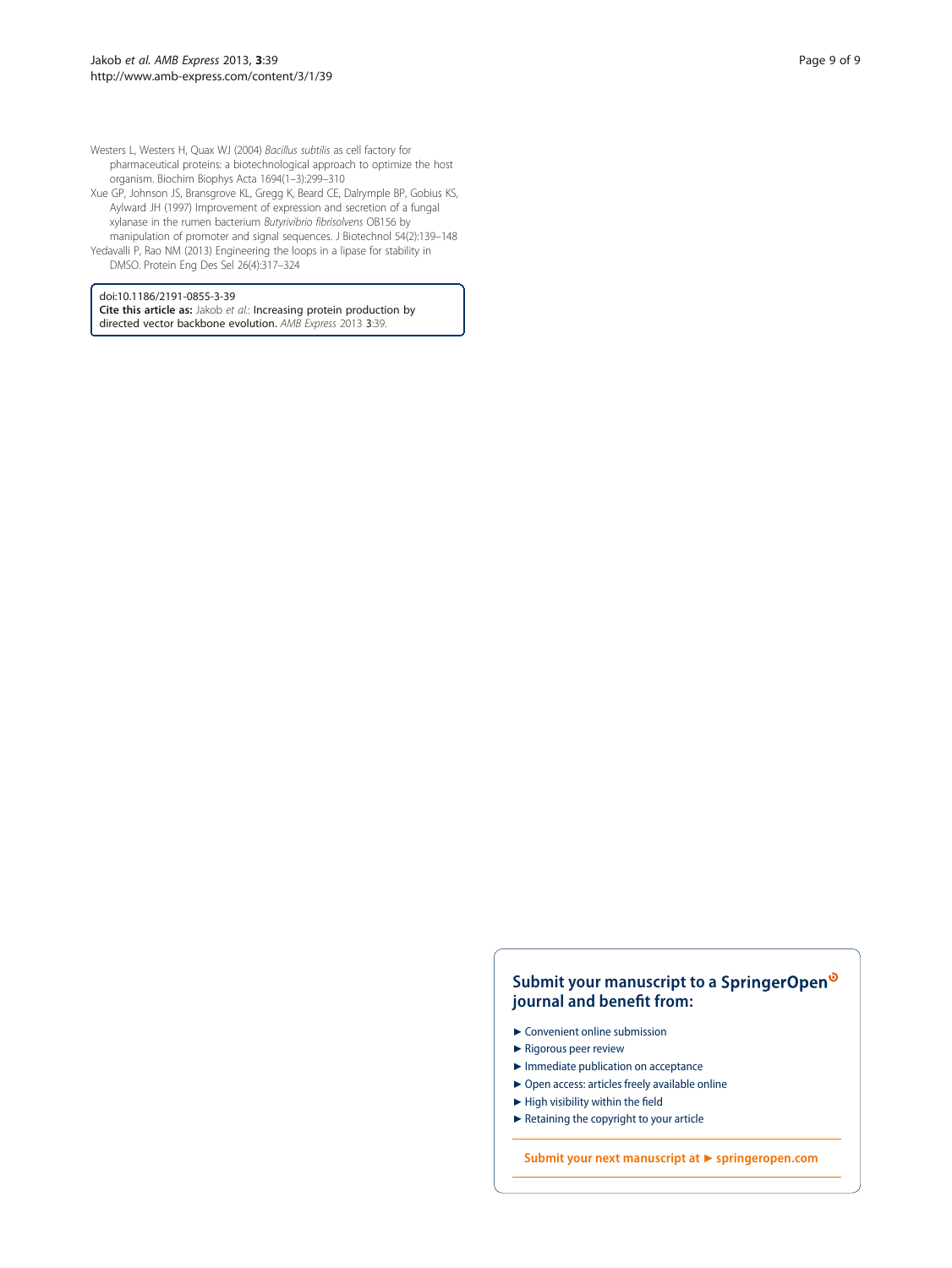Westers L, Westers H, Quax WJ (2004) *Bacillus subtilis* as cell factory for pharmaceutical proteins: a biotechnological approach to optimize the host organism. Biochim Biophys Acta 1694(1–3):299–310

Xue GP, Johnson JS, Bransgrove KL, Gregg K, Beard CE, Dalrymple BP, Gobius KS, Aylward JH (1997) Improvement of expression and secretion of a fungal xylanase in the rumen bacterium *Butyrivibrio fibrisolvens* OB156 by manipulation of promoter and signal sequences. J Biotechnol 54(2):139–148

Yedavalli P, Rao NM (2013) Engineering the loops in a lipase for stability in DMSO. Protein Eng Des Sel 26(4):317–324

doi:10.1186/2191-0855-3-39
**Cite this article as:** Jakob *et al.*: Increasing protein production by directed vector backbone evolution. *AMB Express* 2013 **3**:39.

**Submit your manuscript to a SpringerOpen journal and benefit from:**

- ► Convenient online submission
- ► Rigorous peer review
- ► Immediate publication on acceptance
- ► Open access: articles freely available online
- ► High visibility within the field
- ► Retaining the copyright to your article

**Submit your next manuscript at ► springeropen.com**